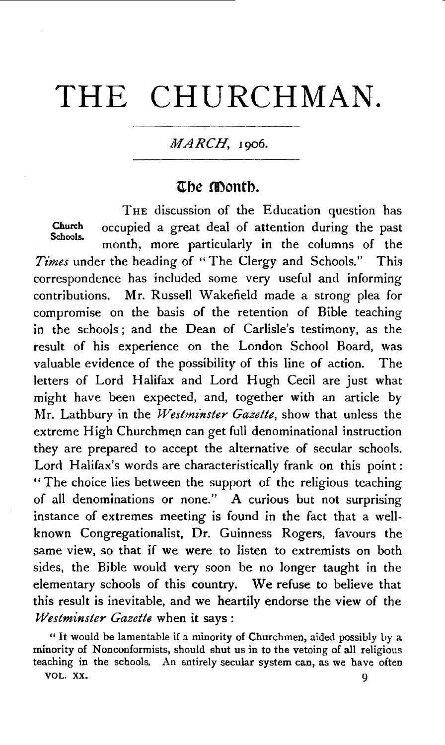# THE CHURCHMAN.

*MARCH*, 1906.

## The Month.

**Church Schools.**

THE discussion of the Education question has occupied a great deal of attention during the past month, more particularly in the columns of the *Times* under the heading of "The Clergy and Schools." This correspondence has included some very useful and informing contributions. Mr. Russell Wakefield made a strong plea for compromise on the basis of the retention of Bible teaching in the schools; and the Dean of Carlisle's testimony, as the result of his experience on the London School Board, was valuable evidence of the possibility of this line of action. The letters of Lord Halifax and Lord Hugh Cecil are just what might have been expected, and, together with an article by Mr. Lathbury in the *Westminster Gazette*, show that unless the extreme High Churchmen can get full denominational instruction they are prepared to accept the alternative of secular schools. Lord Halifax's words are characteristically frank on this point: "The choice lies between the support of the religious teaching of all denominations or none." A curious but not surprising instance of extremes meeting is found in the fact that a well-known Congregationalist, Dr. Guinness Rogers, favours the same view, so that if we were to listen to extremists on both sides, the Bible would very soon be no longer taught in the elementary schools of this country. We refuse to believe that this result is inevitable, and we heartily endorse the view of the *Westminster Gazette* when it says:

"It would be lamentable if a minority of Churchmen, aided possibly by a minority of Nonconformists, should shut us in to the vetoing of all religious teaching in the schools. An entirely secular system can, as we have often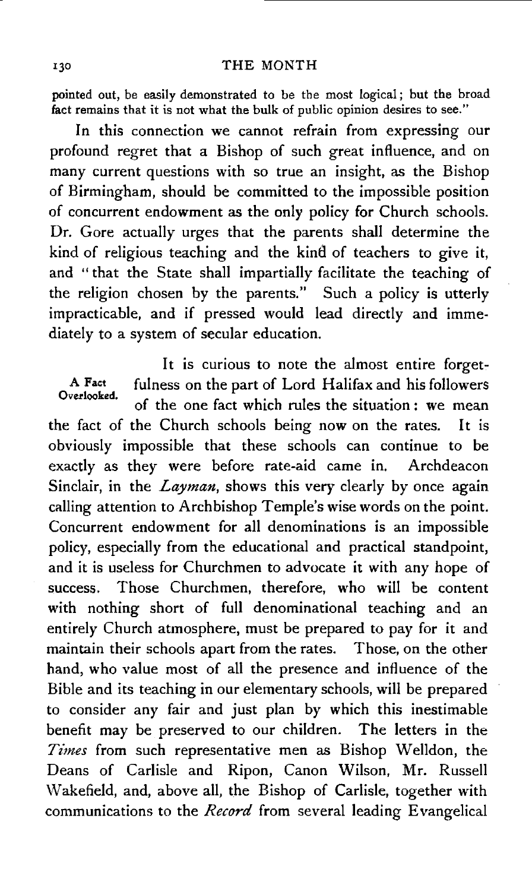pointed out, be easily demonstrated to be the most logical; but the broad fact remains that it is not what the bulk of public opinion desires to see."

In this connection we cannot refrain from expressing our profound regret that a Bishop of such great influence, and on many current questions with so true an insight, as the Bishop of Birmingham, should be committed to the impossible position of concurrent endowment as the only policy for Church schools. Dr. Gore actually urges that the parents shall determine the kind of religious teaching and the kind of teachers to give it, and "that the State shall impartially facilitate the teaching of the religion chosen by the parents." Such a policy is utterly impracticable, and if pressed would lead directly and immediately to a system of secular education.

**A Fact Overlooked.**

It is curious to note the almost entire forgetfulness on the part of Lord Halifax and his followers of the one fact which rules the situation: we mean the fact of the Church schools being now on the rates. It is obviously impossible that these schools can continue to be exactly as they were before rate-aid came in. Archdeacon Sinclair, in the *Layman*, shows this very clearly by once again calling attention to Archbishop Temple's wise words on the point. Concurrent endowment for all denominations is an impossible policy, especially from the educational and practical standpoint, and it is useless for Churchmen to advocate it with any hope of success. Those Churchmen, therefore, who will be content with nothing short of full denominational teaching and an entirely Church atmosphere, must be prepared to pay for it and maintain their schools apart from the rates. Those, on the other hand, who value most of all the presence and influence of the Bible and its teaching in our elementary schools, will be prepared to consider any fair and just plan by which this inestimable benefit may be preserved to our children. The letters in the *Times* from such representative men as Bishop Welldon, the Deans of Carlisle and Ripon, Canon Wilson, Mr. Russell Wakefield, and, above all, the Bishop of Carlisle, together with communications to the *Record* from several leading Evangelical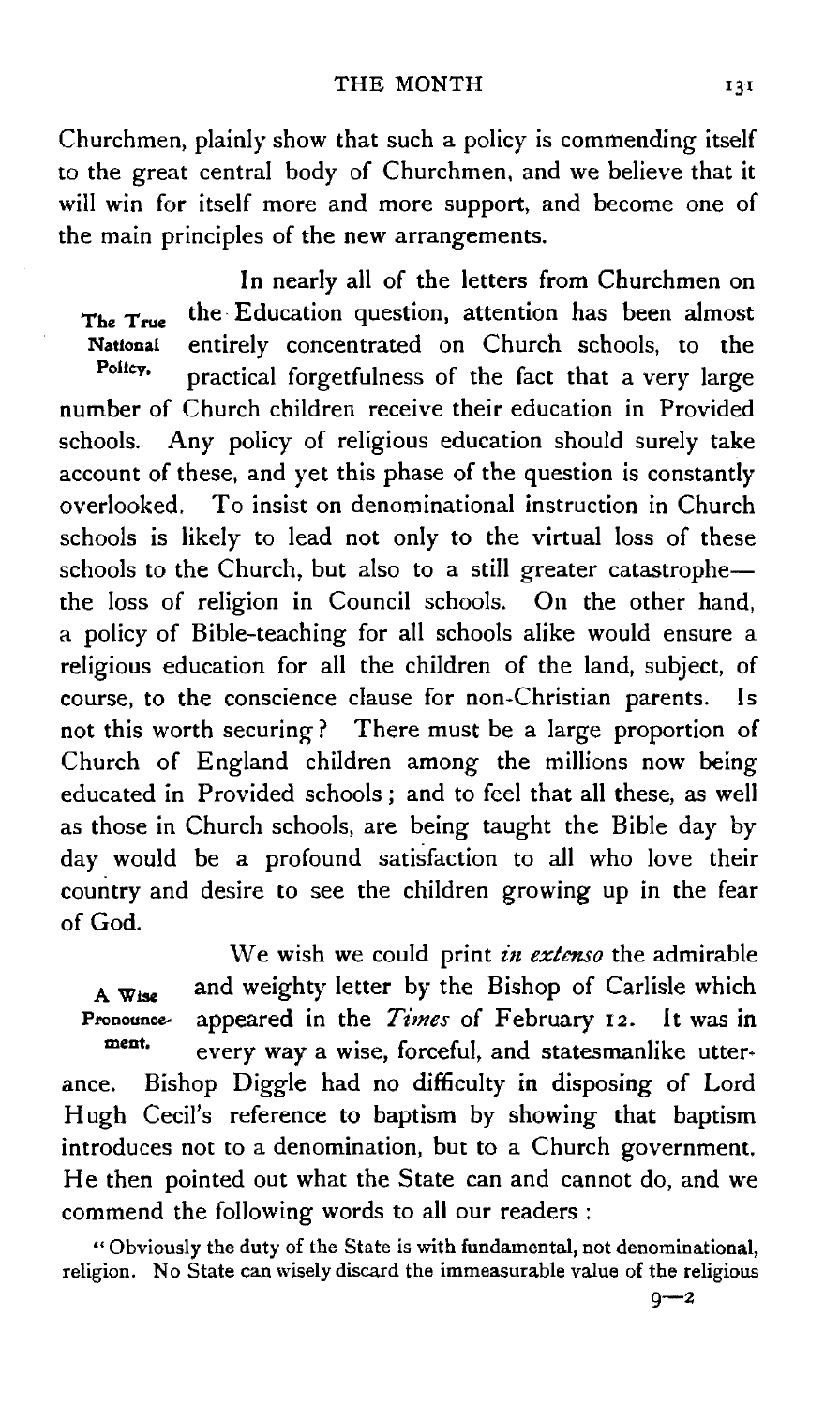Churchmen, plainly show that such a policy is commending itself to the great central body of Churchmen, and we believe that it will win for itself more and more support, and become one of the main principles of the new arrangements.

**The True National Policy.**

In nearly all of the letters from Churchmen on the Education question, attention has been almost entirely concentrated on Church schools, to the practical forgetfulness of the fact that a very large number of Church children receive their education in Provided schools. Any policy of religious education should surely take account of these, and yet this phase of the question is constantly overlooked. To insist on denominational instruction in Church schools is likely to lead not only to the virtual loss of these schools to the Church, but also to a still greater catastrophe—the loss of religion in Council schools. On the other hand, a policy of Bible-teaching for all schools alike would ensure a religious education for all the children of the land, subject, of course, to the conscience clause for non-Christian parents. Is not this worth securing? There must be a large proportion of Church of England children among the millions now being educated in Provided schools; and to feel that all these, as well as those in Church schools, are being taught the Bible day by day would be a profound satisfaction to all who love their country and desire to see the children growing up in the fear of God.

**A Wise Pronouncement.**

We wish we could print *in extenso* the admirable and weighty letter by the Bishop of Carlisle which appeared in the *Times* of February 12. It was in every way a wise, forceful, and statesmanlike utterance. Bishop Diggle had no difficulty in disposing of Lord Hugh Cecil's reference to baptism by showing that baptism introduces not to a denomination, but to a Church government. He then pointed out what the State can and cannot do, and we commend the following words to all our readers:

"Obviously the duty of the State is with fundamental, not denominational, religion. No State can wisely discard the immeasurable value of the religious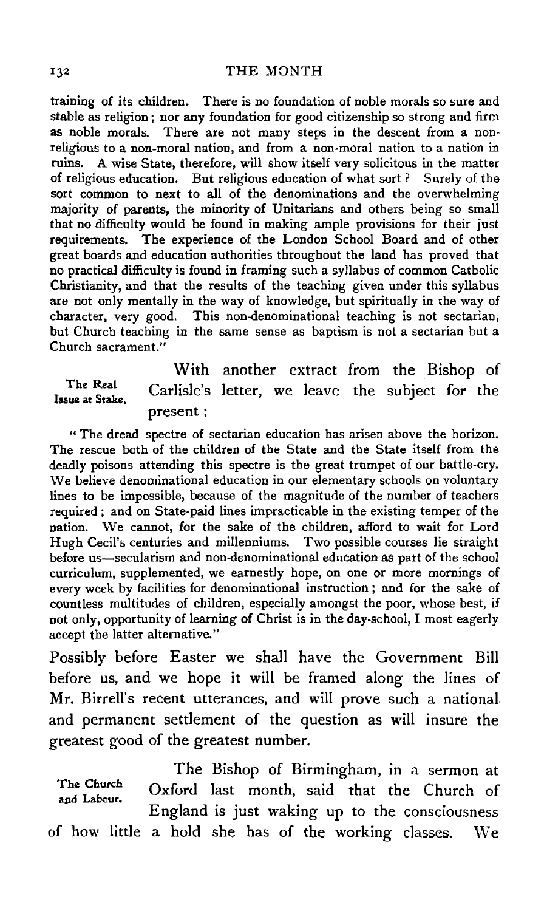training of its children. There is no foundation of noble morals so sure and stable as religion; nor any foundation for good citizenship so strong and firm as noble morals. There are not many steps in the descent from a non-religious to a non-moral nation, and from a non-moral nation to a nation in ruins. A wise State, therefore, will show itself very solicitous in the matter of religious education. But religious education of what sort? Surely of the sort common to next to all of the denominations and the overwhelming majority of parents, the minority of Unitarians and others being so small that no difficulty would be found in making ample provisions for their just requirements. The experience of the London School Board and of other great boards and education authorities throughout the land has proved that no practical difficulty is found in framing such a syllabus of common Catholic Christianity, and that the results of the teaching given under this syllabus are not only mentally in the way of knowledge, but spiritually in the way of character, very good. This non-denominational teaching is not sectarian, but Church teaching in the same sense as baptism is not a sectarian but a Church sacrament."

**The Real Issue at Stake.** With another extract from the Bishop of Carlisle's letter, we leave the subject for the present:

"The dread spectre of sectarian education has arisen above the horizon. The rescue both of the children of the State and the State itself from the deadly poisons attending this spectre is the great trumpet of our battle-cry. We believe denominational education in our elementary schools on voluntary lines to be impossible, because of the magnitude of the number of teachers required; and on State-paid lines impracticable in the existing temper of the nation. We cannot, for the sake of the children, afford to wait for Lord Hugh Cecil's centuries and millenniums. Two possible courses lie straight before us—secularism and non-denominational education as part of the school curriculum, supplemented, we earnestly hope, on one or more mornings of every week by facilities for denominational instruction; and for the sake of countless multitudes of children, especially amongst the poor, whose best, if not only, opportunity of learning of Christ is in the day-school, I most eagerly accept the latter alternative."

Possibly before Easter we shall have the Government Bill before us, and we hope it will be framed along the lines of Mr. Birrell's recent utterances, and will prove such a national and permanent settlement of the question as will insure the greatest good of the greatest number.

**The Church and Labour.** The Bishop of Birmingham, in a sermon at Oxford last month, said that the Church of England is just waking up to the consciousness of how little a hold she has of the working classes. We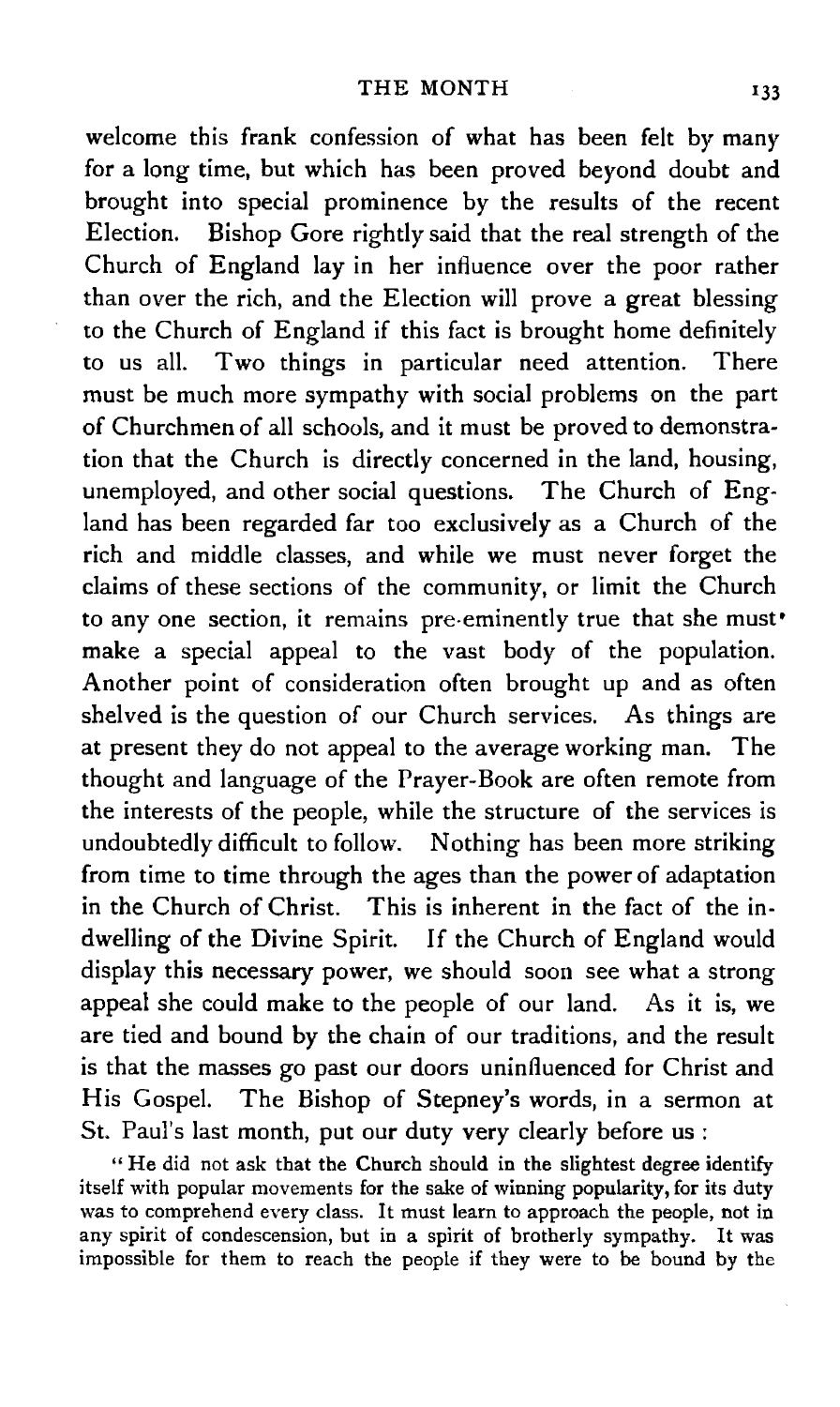welcome this frank confession of what has been felt by many for a long time, but which has been proved beyond doubt and brought into special prominence by the results of the recent Election. Bishop Gore rightly said that the real strength of the Church of England lay in her influence over the poor rather than over the rich, and the Election will prove a great blessing to the Church of England if this fact is brought home definitely to us all. Two things in particular need attention. There must be much more sympathy with social problems on the part of Churchmen of all schools, and it must be proved to demonstration that the Church is directly concerned in the land, housing, unemployed, and other social questions. The Church of England has been regarded far too exclusively as a Church of the rich and middle classes, and while we must never forget the claims of these sections of the community, or limit the Church to any one section, it remains pre-eminently true that she must make a special appeal to the vast body of the population. Another point of consideration often brought up and as often shelved is the question of our Church services. As things are at present they do not appeal to the average working man. The thought and language of the Prayer-Book are often remote from the interests of the people, while the structure of the services is undoubtedly difficult to follow. Nothing has been more striking from time to time through the ages than the power of adaptation in the Church of Christ. This is inherent in the fact of the indwelling of the Divine Spirit. If the Church of England would display this necessary power, we should soon see what a strong appeal she could make to the people of our land. As it is, we are tied and bound by the chain of our traditions, and the result is that the masses go past our doors uninfluenced for Christ and His Gospel. The Bishop of Stepney's words, in a sermon at St. Paul's last month, put our duty very clearly before us :

"He did not ask that the Church should in the slightest degree identify itself with popular movements for the sake of winning popularity, for its duty was to comprehend every class. It must learn to approach the people, not in any spirit of condescension, but in a spirit of brotherly sympathy. It was impossible for them to reach the people if they were to be bound by the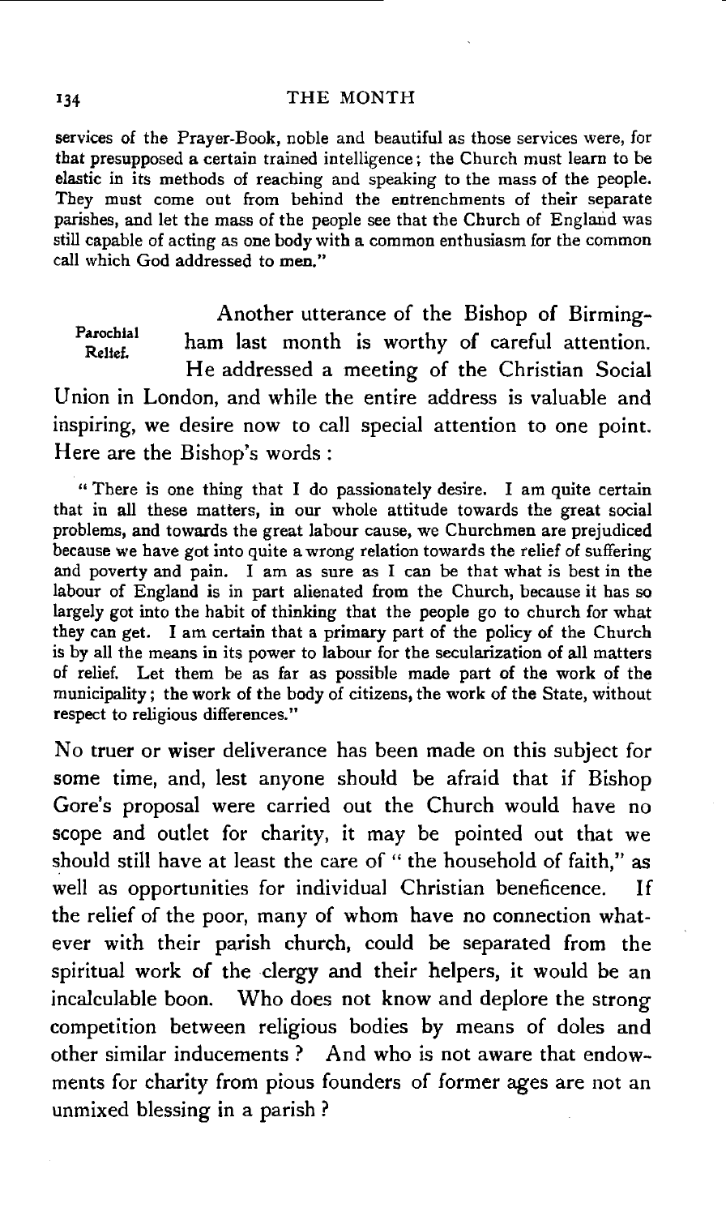services of the Prayer-Book, noble and beautiful as those services were, for that presupposed a certain trained intelligence; the Church must learn to be elastic in its methods of reaching and speaking to the mass of the people. They must come out from behind the entrenchments of their separate parishes, and let the mass of the people see that the Church of England was still capable of acting as one body with a common enthusiasm for the common call which God addressed to men."

**Parochial Relief.**

Another utterance of the Bishop of Birmingham last month is worthy of careful attention. He addressed a meeting of the Christian Social Union in London, and while the entire address is valuable and inspiring, we desire now to call special attention to one point. Here are the Bishop's words:

> "There is one thing that I do passionately desire. I am quite certain that in all these matters, in our whole attitude towards the great social problems, and towards the great labour cause, we Churchmen are prejudiced because we have got into quite a wrong relation towards the relief of suffering and poverty and pain. I am as sure as I can be that what is best in the labour of England is in part alienated from the Church, because it has so largely got into the habit of thinking that the people go to church for what they can get. I am certain that a primary part of the policy of the Church is by all the means in its power to labour for the secularization of all matters of relief. Let them be as far as possible made part of the work of the municipality; the work of the body of citizens, the work of the State, without respect to religious differences."

No truer or wiser deliverance has been made on this subject for some time, and, lest anyone should be afraid that if Bishop Gore's proposal were carried out the Church would have no scope and outlet for charity, it may be pointed out that we should still have at least the care of "the household of faith," as well as opportunities for individual Christian beneficence. If the relief of the poor, many of whom have no connection whatever with their parish church, could be separated from the spiritual work of the clergy and their helpers, it would be an incalculable boon. Who does not know and deplore the strong competition between religious bodies by means of doles and other similar inducements? And who is not aware that endowments for charity from pious founders of former ages are not an unmixed blessing in a parish?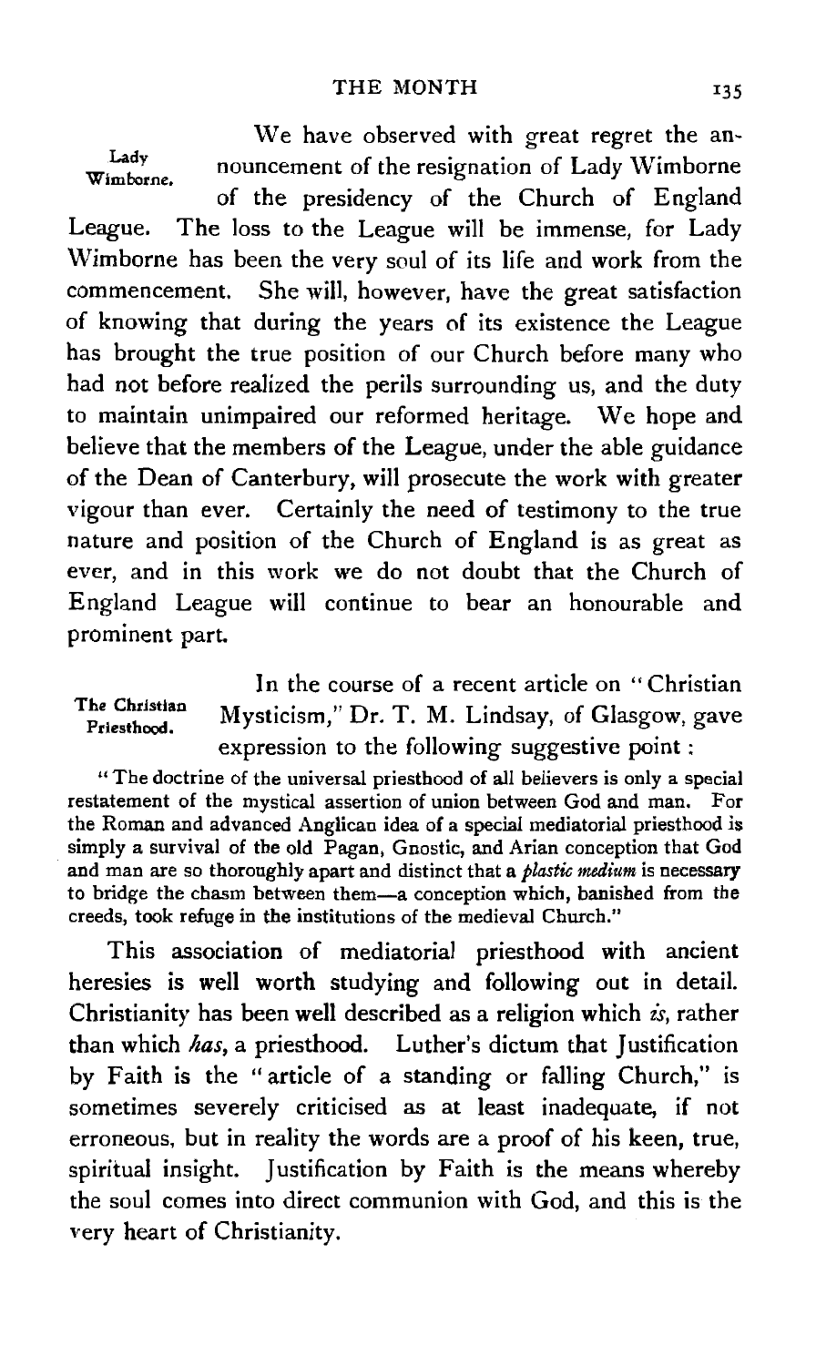**Lady Wimborne.** We have observed with great regret the announcement of the resignation of Lady Wimborne of the presidency of the Church of England League. The loss to the League will be immense, for Lady Wimborne has been the very soul of its life and work from the commencement. She will, however, have the great satisfaction of knowing that during the years of its existence the League has brought the true position of our Church before many who had not before realized the perils surrounding us, and the duty to maintain unimpaired our reformed heritage. We hope and believe that the members of the League, under the able guidance of the Dean of Canterbury, will prosecute the work with greater vigour than ever. Certainly the need of testimony to the true nature and position of the Church of England is as great as ever, and in this work we do not doubt that the Church of England League will continue to bear an honourable and prominent part.

**The Christian Priesthood.** In the course of a recent article on "Christian Mysticism," Dr. T. M. Lindsay, of Glasgow, gave expression to the following suggestive point:

> "The doctrine of the universal priesthood of all believers is only a special restatement of the mystical assertion of union between God and man. For the Roman and advanced Anglican idea of a special mediatorial priesthood is simply a survival of the old Pagan, Gnostic, and Arian conception that God and man are so thoroughly apart and distinct that a *plastic medium* is necessary to bridge the chasm between them—a conception which, banished from the creeds, took refuge in the institutions of the medieval Church."

This association of mediatorial priesthood with ancient heresies is well worth studying and following out in detail. Christianity has been well described as a religion which *is*, rather than which *has*, a priesthood. Luther's dictum that Justification by Faith is the "article of a standing or falling Church," is sometimes severely criticised as at least inadequate, if not erroneous, but in reality the words are a proof of his keen, true, spiritual insight. Justification by Faith is the means whereby the soul comes into direct communion with God, and this is the very heart of Christianity.